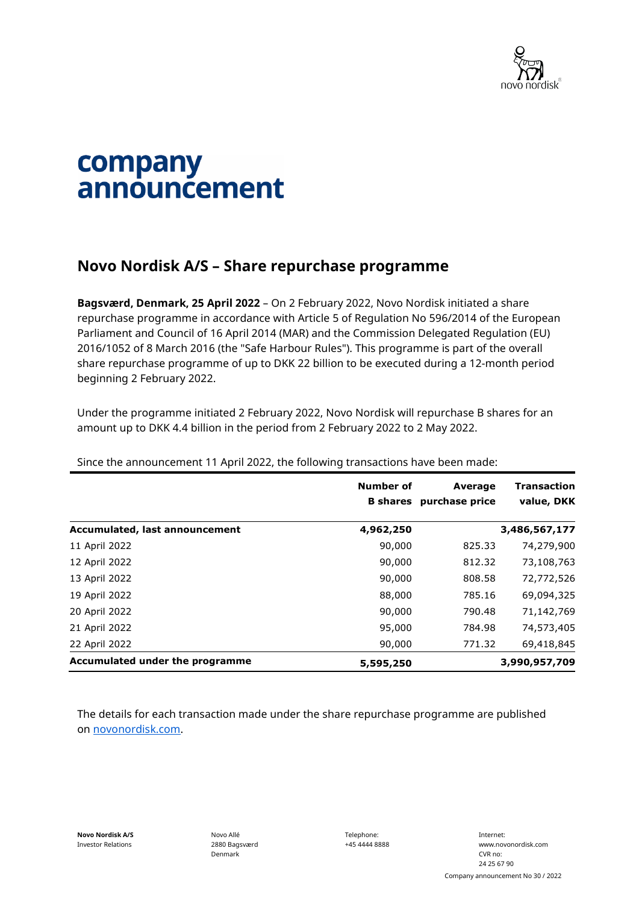# company announcement

## Novo Nordisk A/S – Share repurchase programme

**Bagsværd, Denmark, 25 April 2022** – On 2 February 2022, Novo Nordisk initiated a share repurchase programme in accordance with Article 5 of Regulation No 596/2014 of the European Parliament and Council of 16 April 2014 (MAR) and the Commission Delegated Regulation (EU) 2016/1052 of 8 March 2016 (the "Safe Harbour Rules"). This programme is part of the overall share repurchase programme of up to DKK 22 billion to be executed during a 12-month period beginning 2 February 2022.

Under the programme initiated 2 February 2022, Novo Nordisk will repurchase B shares for an amount up to DKK 4.4 billion in the period from 2 February 2022 to 2 May 2022.

Since the announcement 11 April 2022, the following transactions have been made:

| | Number of B shares | Average purchase price | Transaction value, DKK |
|---|---|---|---|
| **Accumulated, last announcement** | **4,962,250** | | **3,486,567,177** |
| 11 April 2022 | 90,000 | 825.33 | 74,279,900 |
| 12 April 2022 | 90,000 | 812.32 | 73,108,763 |
| 13 April 2022 | 90,000 | 808.58 | 72,772,526 |
| 19 April 2022 | 88,000 | 785.16 | 69,094,325 |
| 20 April 2022 | 90,000 | 790.48 | 71,142,769 |
| 21 April 2022 | 95,000 | 784.98 | 74,573,405 |
| 22 April 2022 | 90,000 | 771.32 | 69,418,845 |
| **Accumulated under the programme** | **5,595,250** | | **3,990,957,709** |

The details for each transaction made under the share repurchase programme are published on [novonordisk.com](novonordisk.com).

**Novo Nordisk A/S**
Investor Relations

Novo Allé
2880 Bagsværd
Denmark

Telephone:
+45 4444 8888

Internet:
www.novonordisk.com
CVR no:
24 25 67 90

Company announcement No 30 / 2022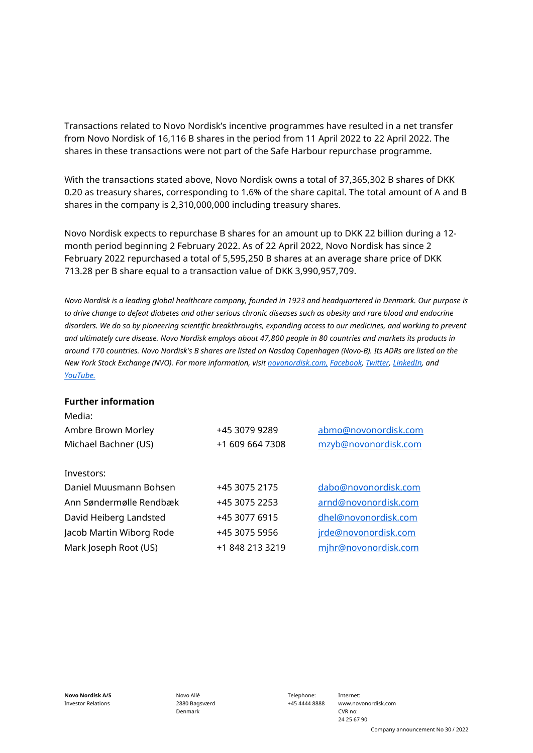Transactions related to Novo Nordisk's incentive programmes have resulted in a net transfer from Novo Nordisk of 16,116 B shares in the period from 11 April 2022 to 22 April 2022. The shares in these transactions were not part of the Safe Harbour repurchase programme.

With the transactions stated above, Novo Nordisk owns a total of 37,365,302 B shares of DKK 0.20 as treasury shares, corresponding to 1.6% of the share capital. The total amount of A and B shares in the company is 2,310,000,000 including treasury shares.

Novo Nordisk expects to repurchase B shares for an amount up to DKK 22 billion during a 12-month period beginning 2 February 2022. As of 22 April 2022, Novo Nordisk has since 2 February 2022 repurchased a total of 5,595,250 B shares at an average share price of DKK 713.28 per B share equal to a transaction value of DKK 3,990,957,709.

*Novo Nordisk is a leading global healthcare company, founded in 1923 and headquartered in Denmark. Our purpose is to drive change to defeat diabetes and other serious chronic diseases such as obesity and rare blood and endocrine disorders. We do so by pioneering scientific breakthroughs, expanding access to our medicines, and working to prevent and ultimately cure disease. Novo Nordisk employs about 47,800 people in 80 countries and markets its products in around 170 countries. Novo Nordisk's B shares are listed on Nasdaq Copenhagen (Novo-B). Its ADRs are listed on the New York Stock Exchange (NVO). For more information, visit novonordisk.com, Facebook, Twitter, LinkedIn, and YouTube.*

**Further information**

Media:

| | | |
|---|---|---|
| Ambre Brown Morley | +45 3079 9289 | abmo@novonordisk.com |
| Michael Bachner (US) | +1 609 664 7308 | mzyb@novonordisk.com |

Investors:

| | | |
|---|---|---|
| Daniel Muusmann Bohsen | +45 3075 2175 | dabo@novonordisk.com |
| Ann Søndermølle Rendbæk | +45 3075 2253 | arnd@novonordisk.com |
| David Heiberg Landsted | +45 3077 6915 | dhel@novonordisk.com |
| Jacob Martin Wiborg Rode | +45 3075 5956 | jrde@novonordisk.com |
| Mark Joseph Root (US) | +1 848 213 3219 | mjhr@novonordisk.com |

**Novo Nordisk A/S**
Investor Relations

Novo Allé
2880 Bagsværd
Denmark

Telephone:
+45 4444 8888

Internet:
www.novonordisk.com
CVR no:
24 25 67 90

Company announcement No 30 / 2022